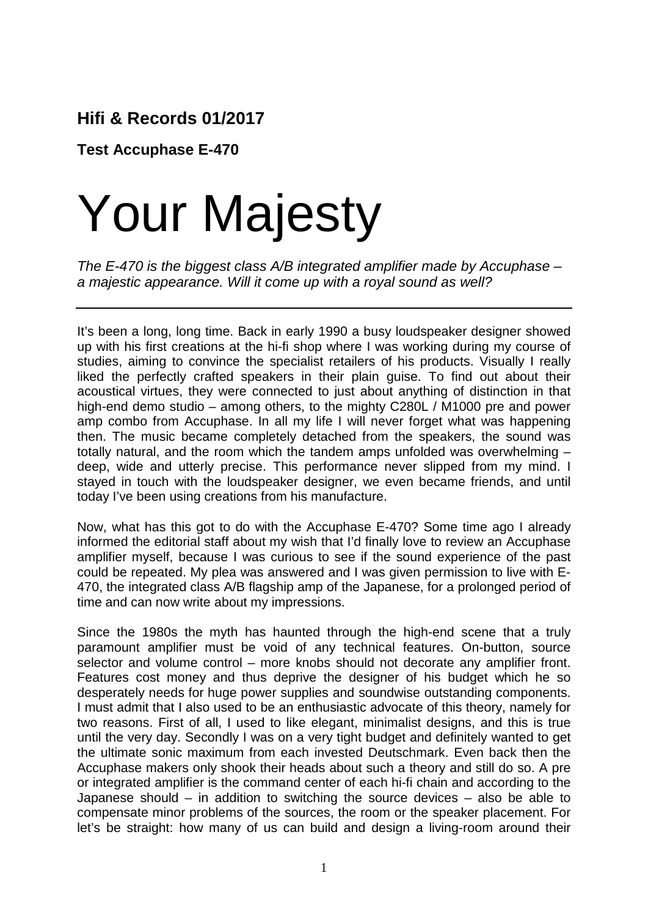**Hifi & Records 01/2017**

**Test Accuphase E-470**

# Your Majesty

*The E-470 is the biggest class A/B integrated amplifier made by Accuphase – a majestic appearance. Will it come up with a royal sound as well?*

---

It's been a long, long time. Back in early 1990 a busy loudspeaker designer showed up with his first creations at the hi-fi shop where I was working during my course of studies, aiming to convince the specialist retailers of his products. Visually I really liked the perfectly crafted speakers in their plain guise. To find out about their acoustical virtues, they were connected to just about anything of distinction in that high-end demo studio – among others, to the mighty C280L / M1000 pre and power amp combo from Accuphase. In all my life I will never forget what was happening then. The music became completely detached from the speakers, the sound was totally natural, and the room which the tandem amps unfolded was overwhelming – deep, wide and utterly precise. This performance never slipped from my mind. I stayed in touch with the loudspeaker designer, we even became friends, and until today I've been using creations from his manufacture.

Now, what has this got to do with the Accuphase E-470? Some time ago I already informed the editorial staff about my wish that I'd finally love to review an Accuphase amplifier myself, because I was curious to see if the sound experience of the past could be repeated. My plea was answered and I was given permission to live with E-470, the integrated class A/B flagship amp of the Japanese, for a prolonged period of time and can now write about my impressions.

Since the 1980s the myth has haunted through the high-end scene that a truly paramount amplifier must be void of any technical features. On-button, source selector and volume control – more knobs should not decorate any amplifier front. Features cost money and thus deprive the designer of his budget which he so desperately needs for huge power supplies and soundwise outstanding components. I must admit that I also used to be an enthusiastic advocate of this theory, namely for two reasons. First of all, I used to like elegant, minimalist designs, and this is true until the very day. Secondly I was on a very tight budget and definitely wanted to get the ultimate sonic maximum from each invested Deutschmark. Even back then the Accuphase makers only shook their heads about such a theory and still do so. A pre or integrated amplifier is the command center of each hi-fi chain and according to the Japanese should – in addition to switching the source devices – also be able to compensate minor problems of the sources, the room or the speaker placement. For let's be straight: how many of us can build and design a living-room around their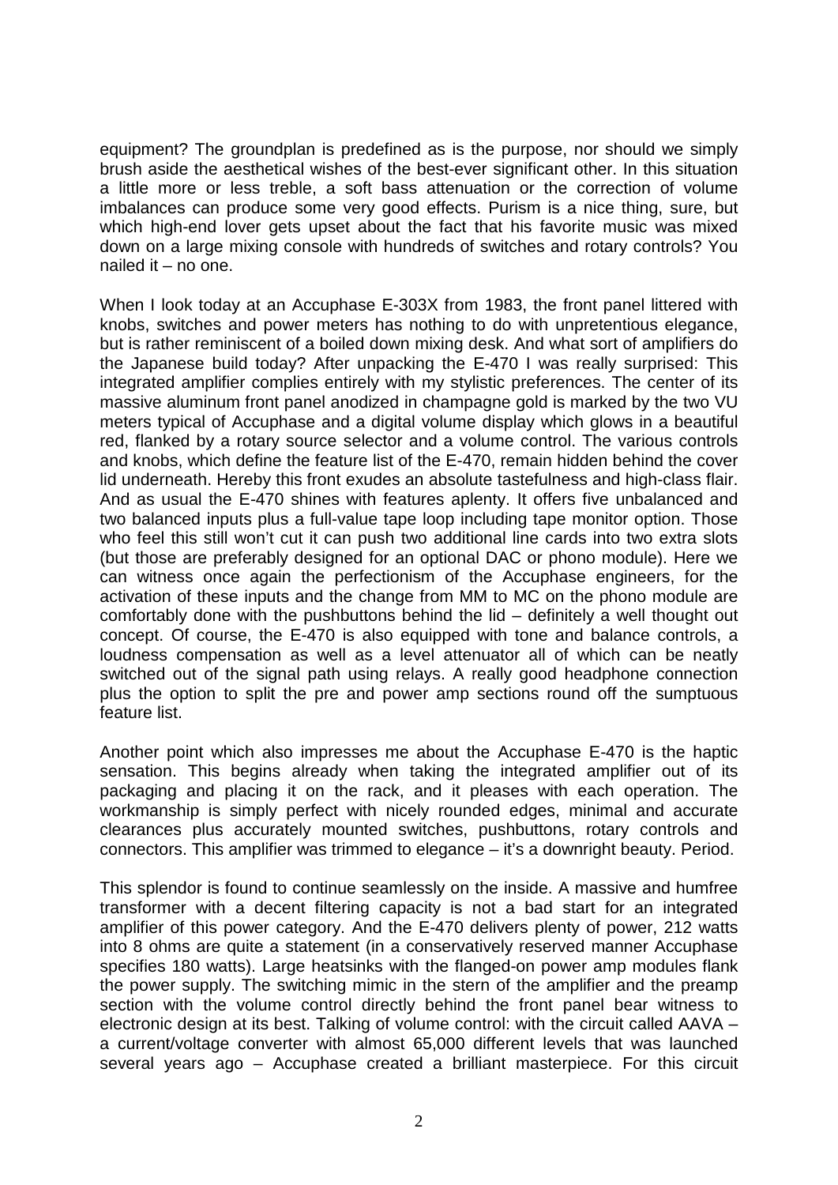equipment? The groundplan is predefined as is the purpose, nor should we simply brush aside the aesthetical wishes of the best-ever significant other. In this situation a little more or less treble, a soft bass attenuation or the correction of volume imbalances can produce some very good effects. Purism is a nice thing, sure, but which high-end lover gets upset about the fact that his favorite music was mixed down on a large mixing console with hundreds of switches and rotary controls? You nailed it – no one.

When I look today at an Accuphase E-303X from 1983, the front panel littered with knobs, switches and power meters has nothing to do with unpretentious elegance, but is rather reminiscent of a boiled down mixing desk. And what sort of amplifiers do the Japanese build today? After unpacking the E-470 I was really surprised: This integrated amplifier complies entirely with my stylistic preferences. The center of its massive aluminum front panel anodized in champagne gold is marked by the two VU meters typical of Accuphase and a digital volume display which glows in a beautiful red, flanked by a rotary source selector and a volume control. The various controls and knobs, which define the feature list of the E-470, remain hidden behind the cover lid underneath. Hereby this front exudes an absolute tastefulness and high-class flair. And as usual the E-470 shines with features aplenty. It offers five unbalanced and two balanced inputs plus a full-value tape loop including tape monitor option. Those who feel this still won't cut it can push two additional line cards into two extra slots (but those are preferably designed for an optional DAC or phono module). Here we can witness once again the perfectionism of the Accuphase engineers, for the activation of these inputs and the change from MM to MC on the phono module are comfortably done with the pushbuttons behind the lid – definitely a well thought out concept. Of course, the E-470 is also equipped with tone and balance controls, a loudness compensation as well as a level attenuator all of which can be neatly switched out of the signal path using relays. A really good headphone connection plus the option to split the pre and power amp sections round off the sumptuous feature list.

Another point which also impresses me about the Accuphase E-470 is the haptic sensation. This begins already when taking the integrated amplifier out of its packaging and placing it on the rack, and it pleases with each operation. The workmanship is simply perfect with nicely rounded edges, minimal and accurate clearances plus accurately mounted switches, pushbuttons, rotary controls and connectors. This amplifier was trimmed to elegance – it's a downright beauty. Period.

This splendor is found to continue seamlessly on the inside. A massive and humfree transformer with a decent filtering capacity is not a bad start for an integrated amplifier of this power category. And the E-470 delivers plenty of power, 212 watts into 8 ohms are quite a statement (in a conservatively reserved manner Accuphase specifies 180 watts). Large heatsinks with the flanged-on power amp modules flank the power supply. The switching mimic in the stern of the amplifier and the preamp section with the volume control directly behind the front panel bear witness to electronic design at its best. Talking of volume control: with the circuit called AAVA – a current/voltage converter with almost 65,000 different levels that was launched several years ago – Accuphase created a brilliant masterpiece. For this circuit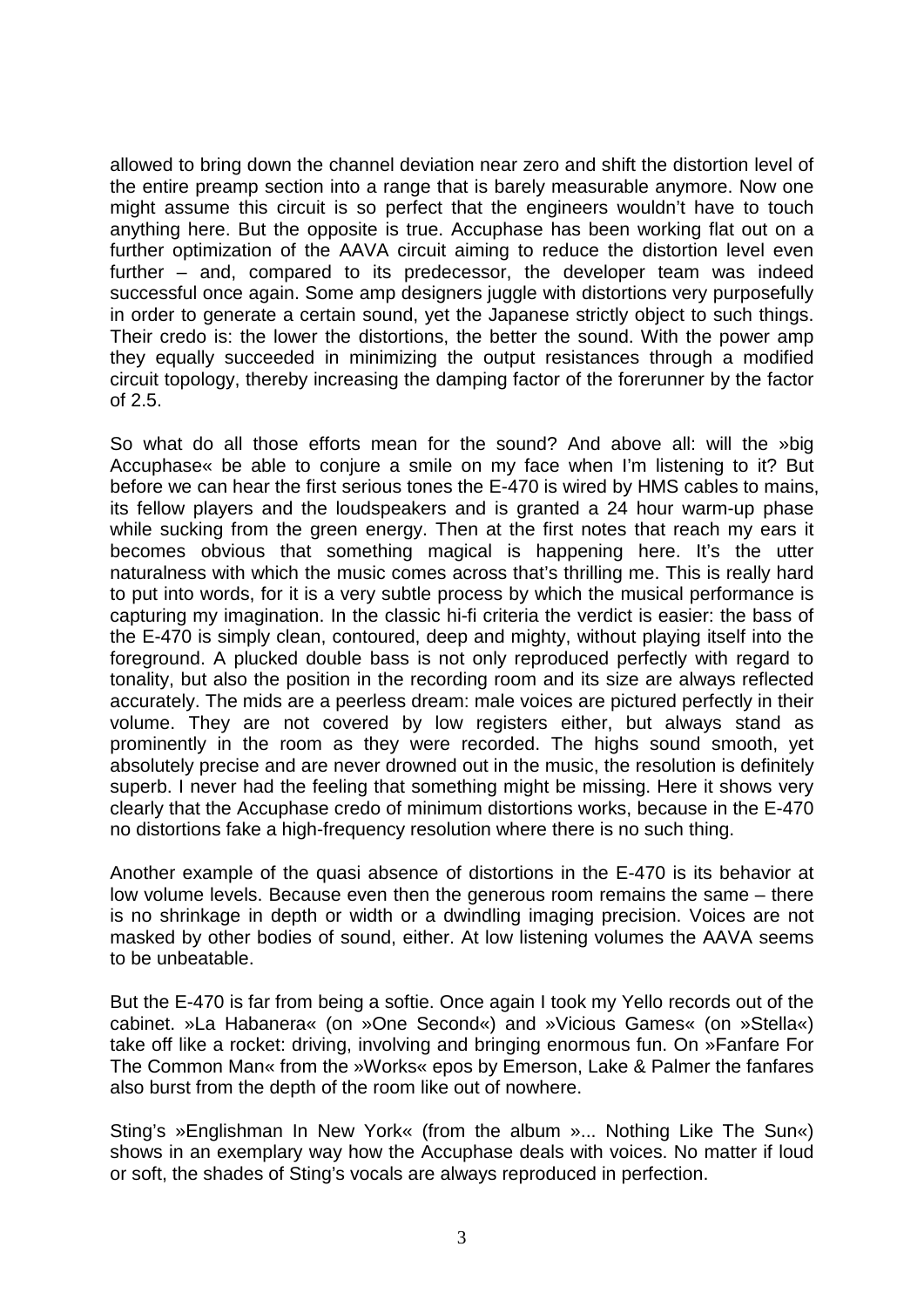allowed to bring down the channel deviation near zero and shift the distortion level of the entire preamp section into a range that is barely measurable anymore. Now one might assume this circuit is so perfect that the engineers wouldn't have to touch anything here. But the opposite is true. Accuphase has been working flat out on a further optimization of the AAVA circuit aiming to reduce the distortion level even further – and, compared to its predecessor, the developer team was indeed successful once again. Some amp designers juggle with distortions very purposefully in order to generate a certain sound, yet the Japanese strictly object to such things. Their credo is: the lower the distortions, the better the sound. With the power amp they equally succeeded in minimizing the output resistances through a modified circuit topology, thereby increasing the damping factor of the forerunner by the factor of 2.5.

So what do all those efforts mean for the sound? And above all: will the »big Accuphase« be able to conjure a smile on my face when I'm listening to it? But before we can hear the first serious tones the E-470 is wired by HMS cables to mains, its fellow players and the loudspeakers and is granted a 24 hour warm-up phase while sucking from the green energy. Then at the first notes that reach my ears it becomes obvious that something magical is happening here. It's the utter naturalness with which the music comes across that's thrilling me. This is really hard to put into words, for it is a very subtle process by which the musical performance is capturing my imagination. In the classic hi-fi criteria the verdict is easier: the bass of the E-470 is simply clean, contoured, deep and mighty, without playing itself into the foreground. A plucked double bass is not only reproduced perfectly with regard to tonality, but also the position in the recording room and its size are always reflected accurately. The mids are a peerless dream: male voices are pictured perfectly in their volume. They are not covered by low registers either, but always stand as prominently in the room as they were recorded. The highs sound smooth, yet absolutely precise and are never drowned out in the music, the resolution is definitely superb. I never had the feeling that something might be missing. Here it shows very clearly that the Accuphase credo of minimum distortions works, because in the E-470 no distortions fake a high-frequency resolution where there is no such thing.

Another example of the quasi absence of distortions in the E-470 is its behavior at low volume levels. Because even then the generous room remains the same – there is no shrinkage in depth or width or a dwindling imaging precision. Voices are not masked by other bodies of sound, either. At low listening volumes the AAVA seems to be unbeatable.

But the E-470 is far from being a softie. Once again I took my Yello records out of the cabinet. »La Habanera« (on »One Second«) and »Vicious Games« (on »Stella«) take off like a rocket: driving, involving and bringing enormous fun. On »Fanfare For The Common Man« from the »Works« epos by Emerson, Lake & Palmer the fanfares also burst from the depth of the room like out of nowhere.

Sting's »Englishman In New York« (from the album »... Nothing Like The Sun«) shows in an exemplary way how the Accuphase deals with voices. No matter if loud or soft, the shades of Sting's vocals are always reproduced in perfection.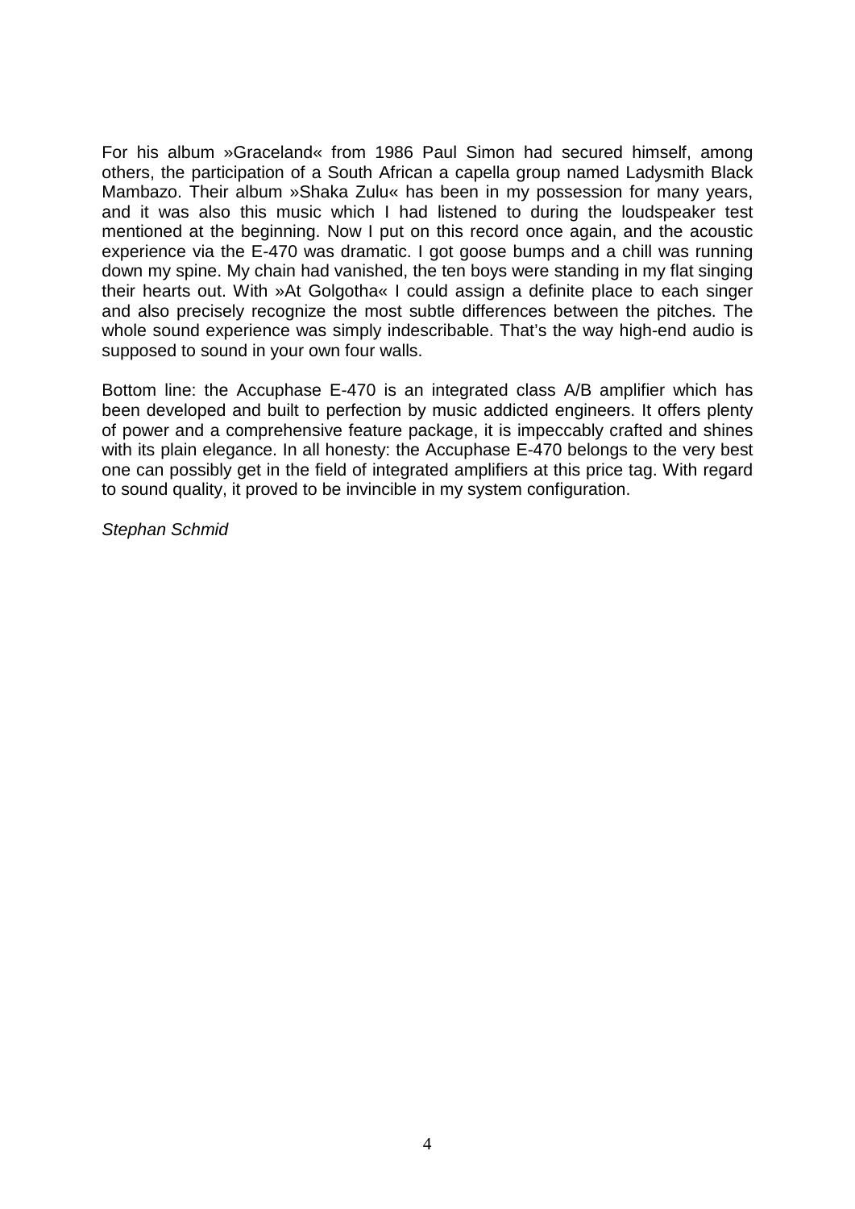For his album »Graceland« from 1986 Paul Simon had secured himself, among others, the participation of a South African a capella group named Ladysmith Black Mambazo. Their album »Shaka Zulu« has been in my possession for many years, and it was also this music which I had listened to during the loudspeaker test mentioned at the beginning. Now I put on this record once again, and the acoustic experience via the E-470 was dramatic. I got goose bumps and a chill was running down my spine. My chain had vanished, the ten boys were standing in my flat singing their hearts out. With »At Golgotha« I could assign a definite place to each singer and also precisely recognize the most subtle differences between the pitches. The whole sound experience was simply indescribable. That's the way high-end audio is supposed to sound in your own four walls.

Bottom line: the Accuphase E-470 is an integrated class A/B amplifier which has been developed and built to perfection by music addicted engineers. It offers plenty of power and a comprehensive feature package, it is impeccably crafted and shines with its plain elegance. In all honesty: the Accuphase E-470 belongs to the very best one can possibly get in the field of integrated amplifiers at this price tag. With regard to sound quality, it proved to be invincible in my system configuration.

*Stephan Schmid*